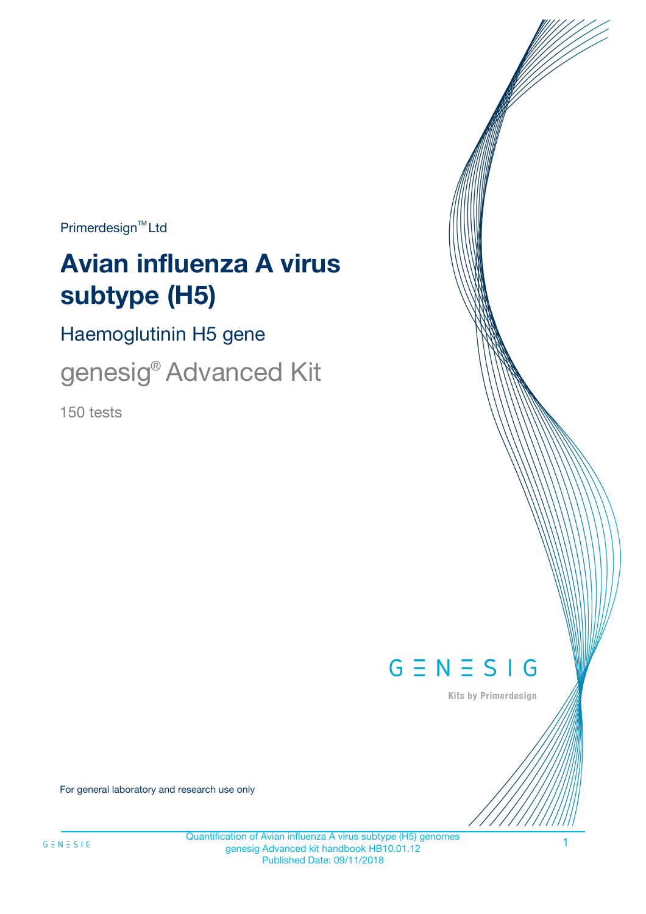Primerdesign™ Ltd

# Avian influenza A virus subtype (H5)

## Haemoglutinin H5 gene

## genesig® Advanced Kit

150 tests

GENESIG

Kits by Primerdesign

For general laboratory and research use only

Quantification of Avian influenza A virus subtype (H5) genomes
genesig Advanced kit handbook HB10.01.12
Published Date: 09/11/2018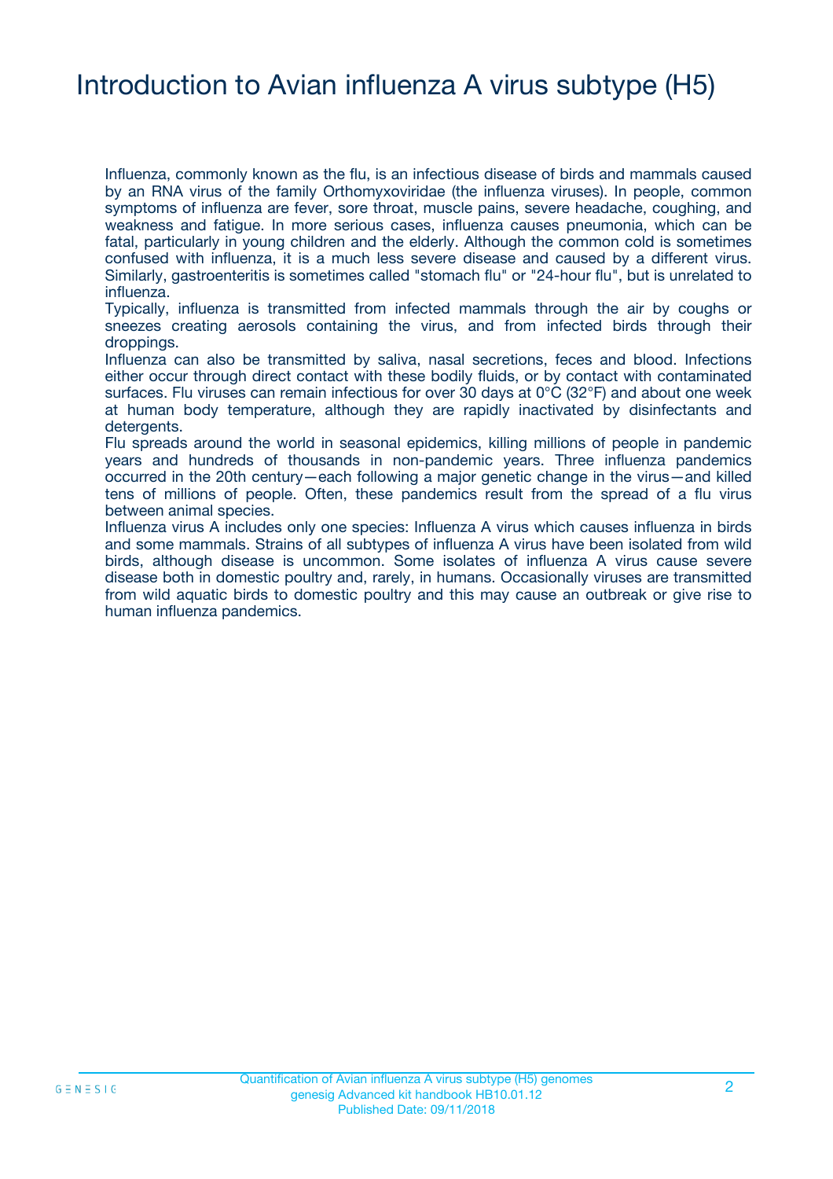# Introduction to Avian influenza A virus subtype (H5)

Influenza, commonly known as the flu, is an infectious disease of birds and mammals caused by an RNA virus of the family Orthomyxoviridae (the influenza viruses). In people, common symptoms of influenza are fever, sore throat, muscle pains, severe headache, coughing, and weakness and fatigue. In more serious cases, influenza causes pneumonia, which can be fatal, particularly in young children and the elderly. Although the common cold is sometimes confused with influenza, it is a much less severe disease and caused by a different virus. Similarly, gastroenteritis is sometimes called "stomach flu" or "24-hour flu", but is unrelated to influenza.

Typically, influenza is transmitted from infected mammals through the air by coughs or sneezes creating aerosols containing the virus, and from infected birds through their droppings.

Influenza can also be transmitted by saliva, nasal secretions, feces and blood. Infections either occur through direct contact with these bodily fluids, or by contact with contaminated surfaces. Flu viruses can remain infectious for over 30 days at 0°C (32°F) and about one week at human body temperature, although they are rapidly inactivated by disinfectants and detergents.

Flu spreads around the world in seasonal epidemics, killing millions of people in pandemic years and hundreds of thousands in non-pandemic years. Three influenza pandemics occurred in the 20th century—each following a major genetic change in the virus—and killed tens of millions of people. Often, these pandemics result from the spread of a flu virus between animal species.

Influenza virus A includes only one species: Influenza A virus which causes influenza in birds and some mammals. Strains of all subtypes of influenza A virus have been isolated from wild birds, although disease is uncommon. Some isolates of influenza A virus cause severe disease both in domestic poultry and, rarely, in humans. Occasionally viruses are transmitted from wild aquatic birds to domestic poultry and this may cause an outbreak or give rise to human influenza pandemics.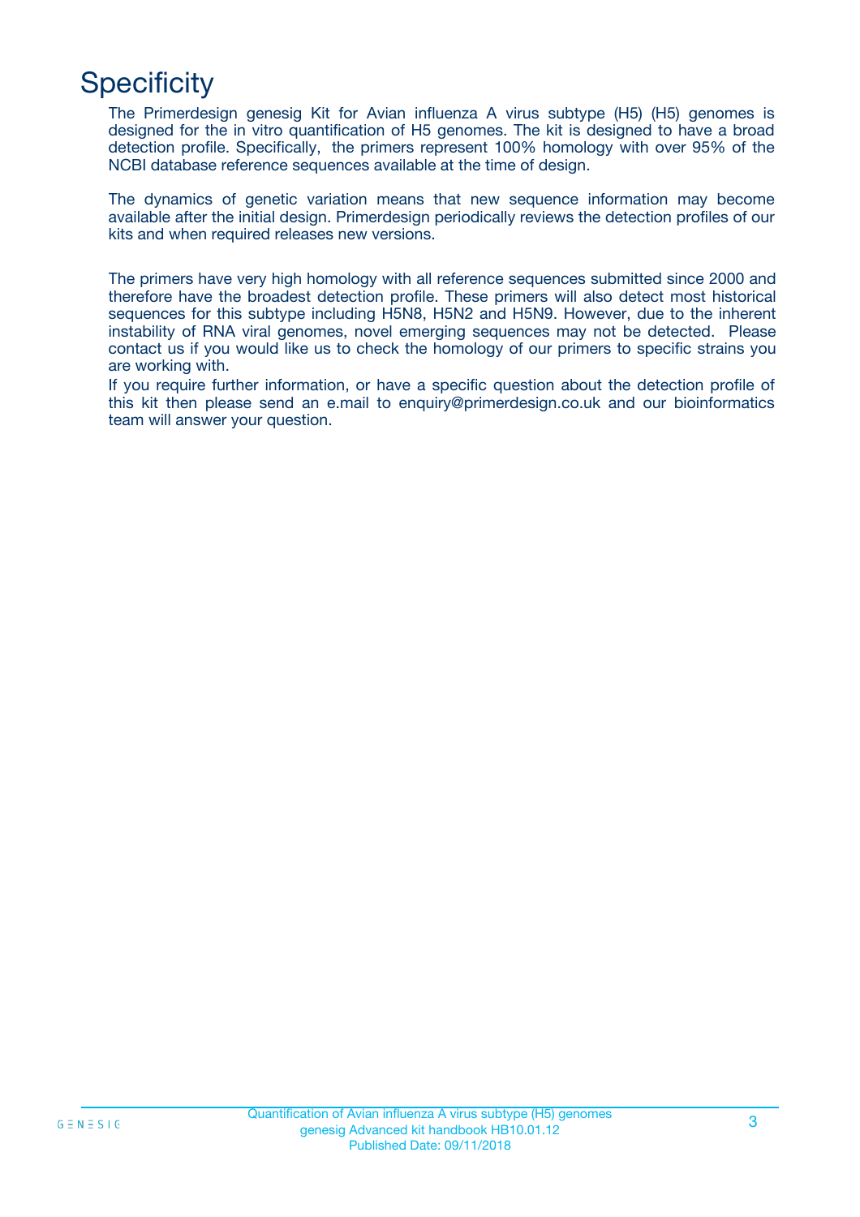# Specificity

The Primerdesign genesig Kit for Avian influenza A virus subtype (H5) (H5) genomes is designed for the in vitro quantification of H5 genomes. The kit is designed to have a broad detection profile. Specifically, the primers represent 100% homology with over 95% of the NCBI database reference sequences available at the time of design.

The dynamics of genetic variation means that new sequence information may become available after the initial design. Primerdesign periodically reviews the detection profiles of our kits and when required releases new versions.

The primers have very high homology with all reference sequences submitted since 2000 and therefore have the broadest detection profile. These primers will also detect most historical sequences for this subtype including H5N8, H5N2 and H5N9. However, due to the inherent instability of RNA viral genomes, novel emerging sequences may not be detected. Please contact us if you would like us to check the homology of our primers to specific strains you are working with.

If you require further information, or have a specific question about the detection profile of this kit then please send an e.mail to enquiry@primerdesign.co.uk and our bioinformatics team will answer your question.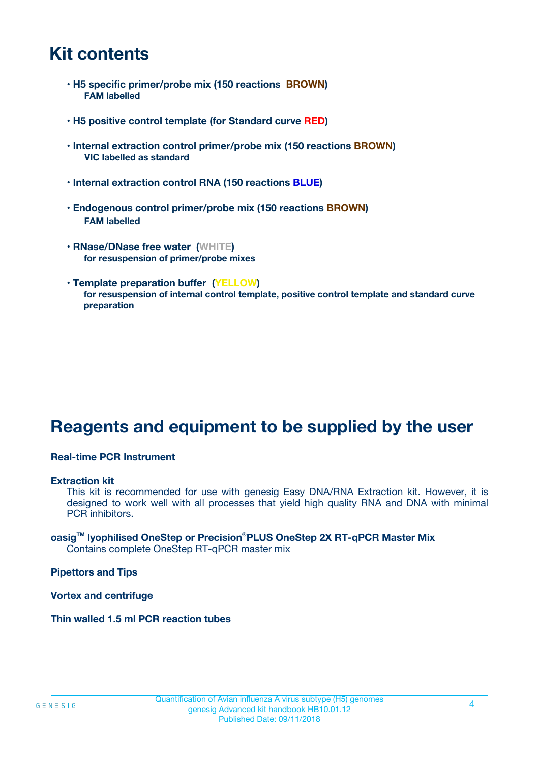# Kit contents

- **H5 specific primer/probe mix (150 reactions BROWN)**
  **FAM labelled**

- **H5 positive control template (for Standard curve RED)**

- **Internal extraction control primer/probe mix (150 reactions BROWN)**
  **VIC labelled as standard**

- **Internal extraction control RNA (150 reactions BLUE)**

- **Endogenous control primer/probe mix (150 reactions BROWN)**
  **FAM labelled**

- **RNase/DNase free water (WHITE)**
  **for resuspension of primer/probe mixes**

- **Template preparation buffer (YELLOW)**
  **for resuspension of internal control template, positive control template and standard curve preparation**

# Reagents and equipment to be supplied by the user

**Real-time PCR Instrument**

**Extraction kit**
This kit is recommended for use with genesig Easy DNA/RNA Extraction kit. However, it is designed to work well with all processes that yield high quality RNA and DNA with minimal PCR inhibitors.

**oasig™ lyophilised OneStep or Precision®PLUS OneStep 2X RT-qPCR Master Mix**
Contains complete OneStep RT-qPCR master mix

**Pipettors and Tips**

**Vortex and centrifuge**

**Thin walled 1.5 ml PCR reaction tubes**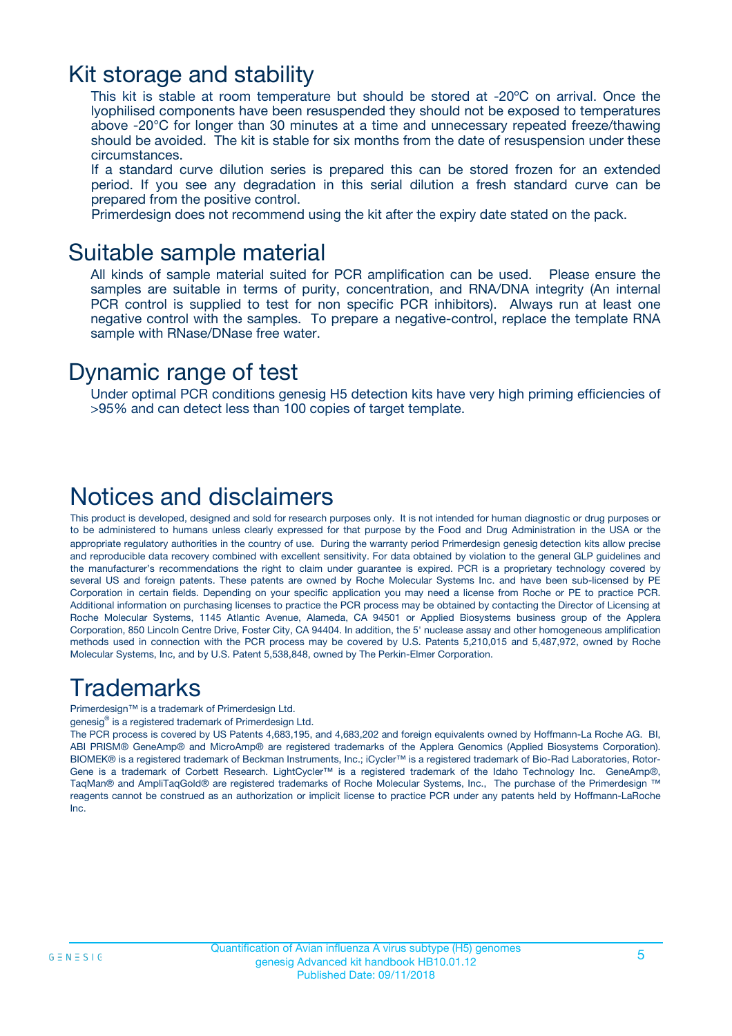# Kit storage and stability

This kit is stable at room temperature but should be stored at -20ºC on arrival. Once the lyophilised components have been resuspended they should not be exposed to temperatures above -20°C for longer than 30 minutes at a time and unnecessary repeated freeze/thawing should be avoided. The kit is stable for six months from the date of resuspension under these circumstances.

If a standard curve dilution series is prepared this can be stored frozen for an extended period. If you see any degradation in this serial dilution a fresh standard curve can be prepared from the positive control.

Primerdesign does not recommend using the kit after the expiry date stated on the pack.

# Suitable sample material

All kinds of sample material suited for PCR amplification can be used. Please ensure the samples are suitable in terms of purity, concentration, and RNA/DNA integrity (An internal PCR control is supplied to test for non specific PCR inhibitors). Always run at least one negative control with the samples. To prepare a negative-control, replace the template RNA sample with RNase/DNase free water.

# Dynamic range of test

Under optimal PCR conditions genesig H5 detection kits have very high priming efficiencies of >95% and can detect less than 100 copies of target template.

# Notices and disclaimers

This product is developed, designed and sold for research purposes only. It is not intended for human diagnostic or drug purposes or to be administered to humans unless clearly expressed for that purpose by the Food and Drug Administration in the USA or the appropriate regulatory authorities in the country of use. During the warranty period Primerdesign genesig detection kits allow precise and reproducible data recovery combined with excellent sensitivity. For data obtained by violation to the general GLP guidelines and the manufacturer's recommendations the right to claim under guarantee is expired. PCR is a proprietary technology covered by several US and foreign patents. These patents are owned by Roche Molecular Systems Inc. and have been sub-licensed by PE Corporation in certain fields. Depending on your specific application you may need a license from Roche or PE to practice PCR. Additional information on purchasing licenses to practice the PCR process may be obtained by contacting the Director of Licensing at Roche Molecular Systems, 1145 Atlantic Avenue, Alameda, CA 94501 or Applied Biosystems business group of the Applera Corporation, 850 Lincoln Centre Drive, Foster City, CA 94404. In addition, the 5' nuclease assay and other homogeneous amplification methods used in connection with the PCR process may be covered by U.S. Patents 5,210,015 and 5,487,972, owned by Roche Molecular Systems, Inc, and by U.S. Patent 5,538,848, owned by The Perkin-Elmer Corporation.

# Trademarks

Primerdesign™ is a trademark of Primerdesign Ltd.

genesig® is a registered trademark of Primerdesign Ltd.

The PCR process is covered by US Patents 4,683,195, and 4,683,202 and foreign equivalents owned by Hoffmann-La Roche AG. BI, ABI PRISM® GeneAmp® and MicroAmp® are registered trademarks of the Applera Genomics (Applied Biosystems Corporation). BIOMEK® is a registered trademark of Beckman Instruments, Inc.; iCycler™ is a registered trademark of Bio-Rad Laboratories, Rotor-Gene is a trademark of Corbett Research. LightCycler™ is a registered trademark of the Idaho Technology Inc. GeneAmp®, TaqMan® and AmpliTaqGold® are registered trademarks of Roche Molecular Systems, Inc., The purchase of the Primerdesign ™ reagents cannot be construed as an authorization or implicit license to practice PCR under any patents held by Hoffmann-LaRoche Inc.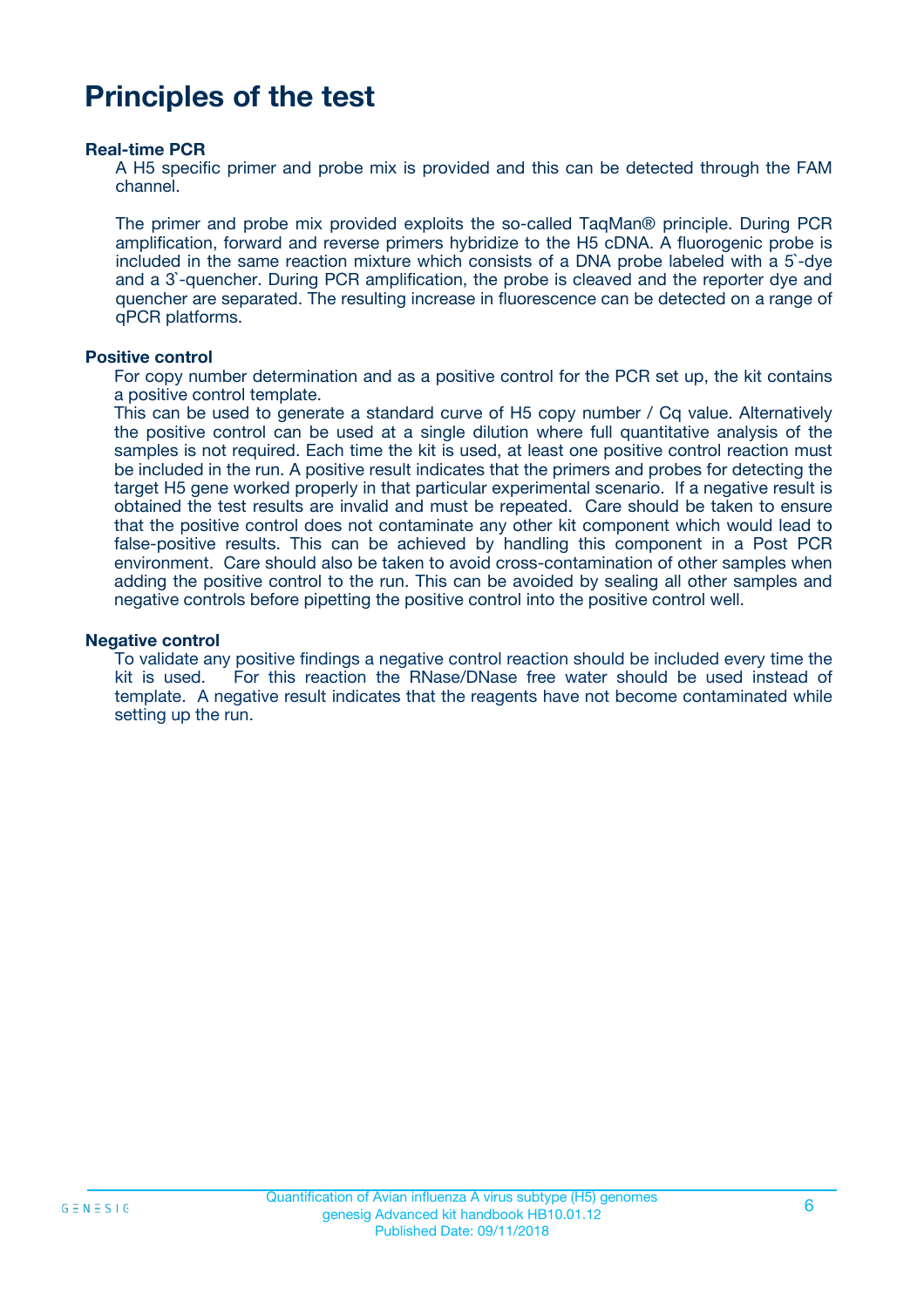# Principles of the test

### Real-time PCR

A H5 specific primer and probe mix is provided and this can be detected through the FAM channel.

The primer and probe mix provided exploits the so-called TaqMan® principle. During PCR amplification, forward and reverse primers hybridize to the H5 cDNA. A fluorogenic probe is included in the same reaction mixture which consists of a DNA probe labeled with a 5`-dye and a 3`-quencher. During PCR amplification, the probe is cleaved and the reporter dye and quencher are separated. The resulting increase in fluorescence can be detected on a range of qPCR platforms.

### Positive control

For copy number determination and as a positive control for the PCR set up, the kit contains a positive control template.
This can be used to generate a standard curve of H5 copy number / Cq value. Alternatively the positive control can be used at a single dilution where full quantitative analysis of the samples is not required. Each time the kit is used, at least one positive control reaction must be included in the run. A positive result indicates that the primers and probes for detecting the target H5 gene worked properly in that particular experimental scenario. If a negative result is obtained the test results are invalid and must be repeated. Care should be taken to ensure that the positive control does not contaminate any other kit component which would lead to false-positive results. This can be achieved by handling this component in a Post PCR environment. Care should also be taken to avoid cross-contamination of other samples when adding the positive control to the run. This can be avoided by sealing all other samples and negative controls before pipetting the positive control into the positive control well.

### Negative control

To validate any positive findings a negative control reaction should be included every time the kit is used. For this reaction the RNase/DNase free water should be used instead of template. A negative result indicates that the reagents have not become contaminated while setting up the run.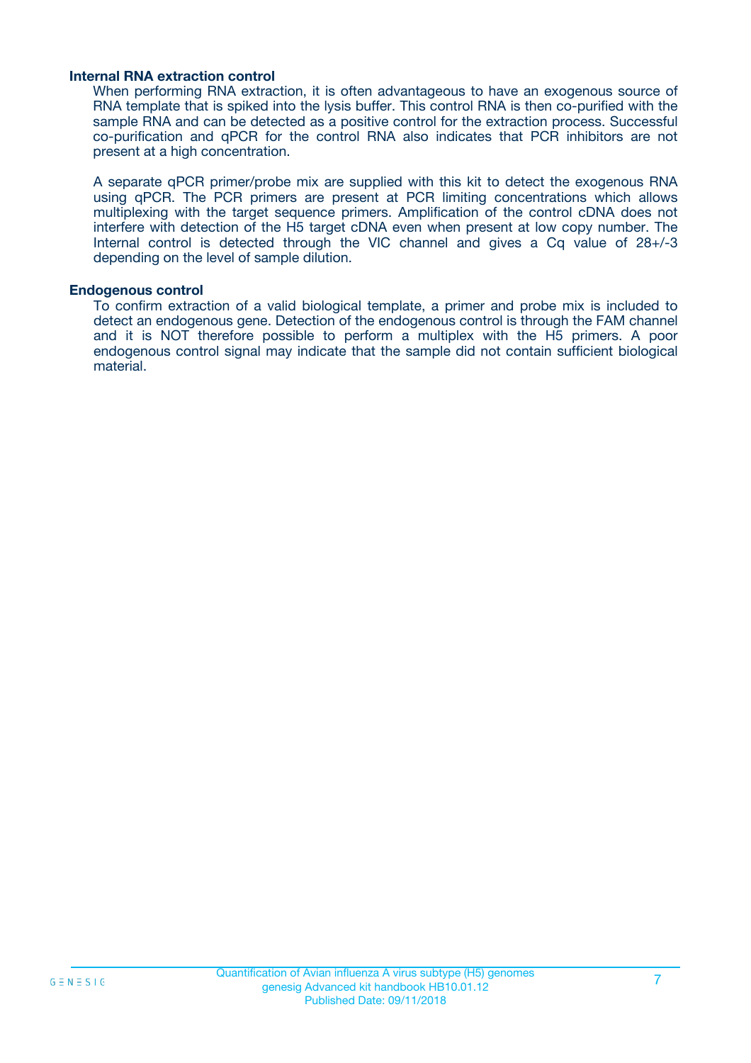### Internal RNA extraction control

When performing RNA extraction, it is often advantageous to have an exogenous source of RNA template that is spiked into the lysis buffer. This control RNA is then co-purified with the sample RNA and can be detected as a positive control for the extraction process. Successful co-purification and qPCR for the control RNA also indicates that PCR inhibitors are not present at a high concentration.

A separate qPCR primer/probe mix are supplied with this kit to detect the exogenous RNA using qPCR. The PCR primers are present at PCR limiting concentrations which allows multiplexing with the target sequence primers. Amplification of the control cDNA does not interfere with detection of the H5 target cDNA even when present at low copy number. The Internal control is detected through the VIC channel and gives a Cq value of 28+/-3 depending on the level of sample dilution.

### Endogenous control

To confirm extraction of a valid biological template, a primer and probe mix is included to detect an endogenous gene. Detection of the endogenous control is through the FAM channel and it is NOT therefore possible to perform a multiplex with the H5 primers. A poor endogenous control signal may indicate that the sample did not contain sufficient biological material.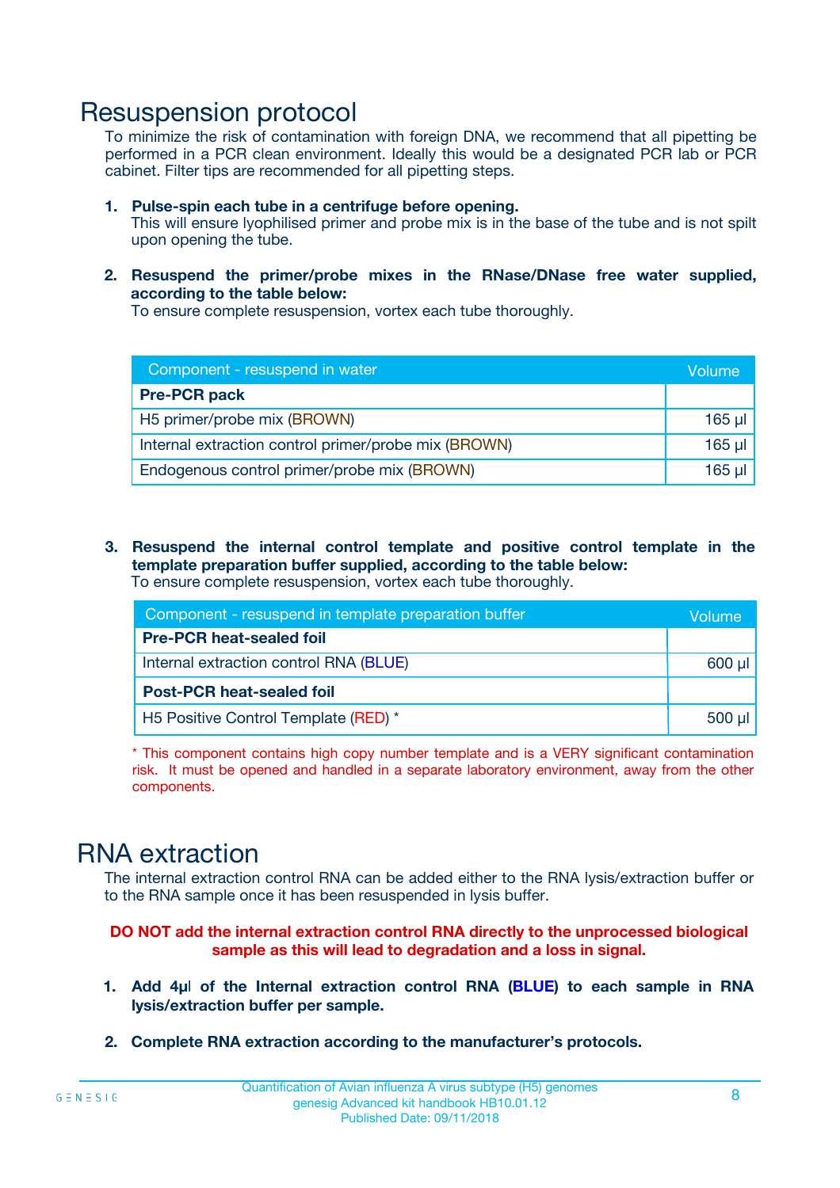# Resuspension protocol

To minimize the risk of contamination with foreign DNA, we recommend that all pipetting be performed in a PCR clean environment. Ideally this would be a designated PCR lab or PCR cabinet. Filter tips are recommended for all pipetting steps.

1. **Pulse-spin each tube in a centrifuge before opening.**
   This will ensure lyophilised primer and probe mix is in the base of the tube and is not spilt upon opening the tube.

2. **Resuspend the primer/probe mixes in the RNase/DNase free water supplied, according to the table below:**
   To ensure complete resuspension, vortex each tube thoroughly.

| Component - resuspend in water | Volume |
|---|---|
| **Pre-PCR pack** | |
| H5 primer/probe mix (BROWN) | 165 µl |
| Internal extraction control primer/probe mix (BROWN) | 165 µl |
| Endogenous control primer/probe mix (BROWN) | 165 µl |

3. **Resuspend the internal control template and positive control template in the template preparation buffer supplied, according to the table below:**
   To ensure complete resuspension, vortex each tube thoroughly.

| Component - resuspend in template preparation buffer | Volume |
|---|---|
| **Pre-PCR heat-sealed foil** | |
| Internal extraction control RNA (BLUE) | 600 µl |
| **Post-PCR heat-sealed foil** | |
| H5 Positive Control Template (RED) * | 500 µl |

* This component contains high copy number template and is a VERY significant contamination risk. It must be opened and handled in a separate laboratory environment, away from the other components.

# RNA extraction

The internal extraction control RNA can be added either to the RNA lysis/extraction buffer or to the RNA sample once it has been resuspended in lysis buffer.

**DO NOT add the internal extraction control RNA directly to the unprocessed biological sample as this will lead to degradation and a loss in signal.**

1. **Add 4µl of the Internal extraction control RNA (BLUE) to each sample in RNA lysis/extraction buffer per sample.**

2. **Complete RNA extraction according to the manufacturer's protocols.**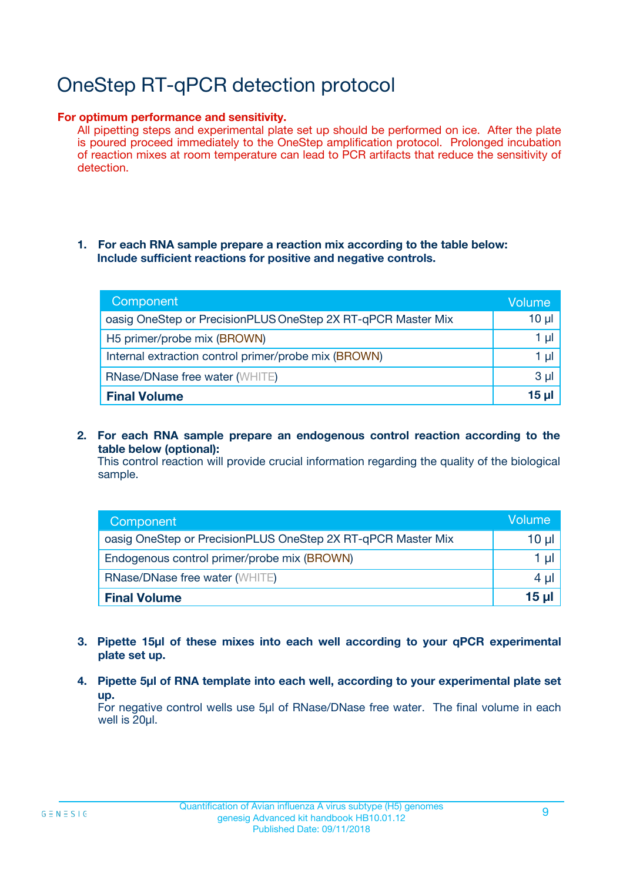# OneStep RT-qPCR detection protocol

**For optimum performance and sensitivity.**

All pipetting steps and experimental plate set up should be performed on ice. After the plate is poured proceed immediately to the OneStep amplification protocol. Prolonged incubation of reaction mixes at room temperature can lead to PCR artifacts that reduce the sensitivity of detection.

1. **For each RNA sample prepare a reaction mix according to the table below: Include sufficient reactions for positive and negative controls.**

| Component | Volume |
|---|---|
| oasig OneStep or PrecisionPLUS OneStep 2X RT-qPCR Master Mix | 10 µl |
| H5 primer/probe mix (BROWN) | 1 µl |
| Internal extraction control primer/probe mix (BROWN) | 1 µl |
| RNase/DNase free water (WHITE) | 3 µl |
| **Final Volume** | **15 µl** |

2. **For each RNA sample prepare an endogenous control reaction according to the table below (optional):**
   This control reaction will provide crucial information regarding the quality of the biological sample.

| Component | Volume |
|---|---|
| oasig OneStep or PrecisionPLUS OneStep 2X RT-qPCR Master Mix | 10 µl |
| Endogenous control primer/probe mix (BROWN) | 1 µl |
| RNase/DNase free water (WHITE) | 4 µl |
| **Final Volume** | **15 µl** |

3. **Pipette 15µl of these mixes into each well according to your qPCR experimental plate set up.**

4. **Pipette 5µl of RNA template into each well, according to your experimental plate set up.**
   For negative control wells use 5µl of RNase/DNase free water. The final volume in each well is 20µl.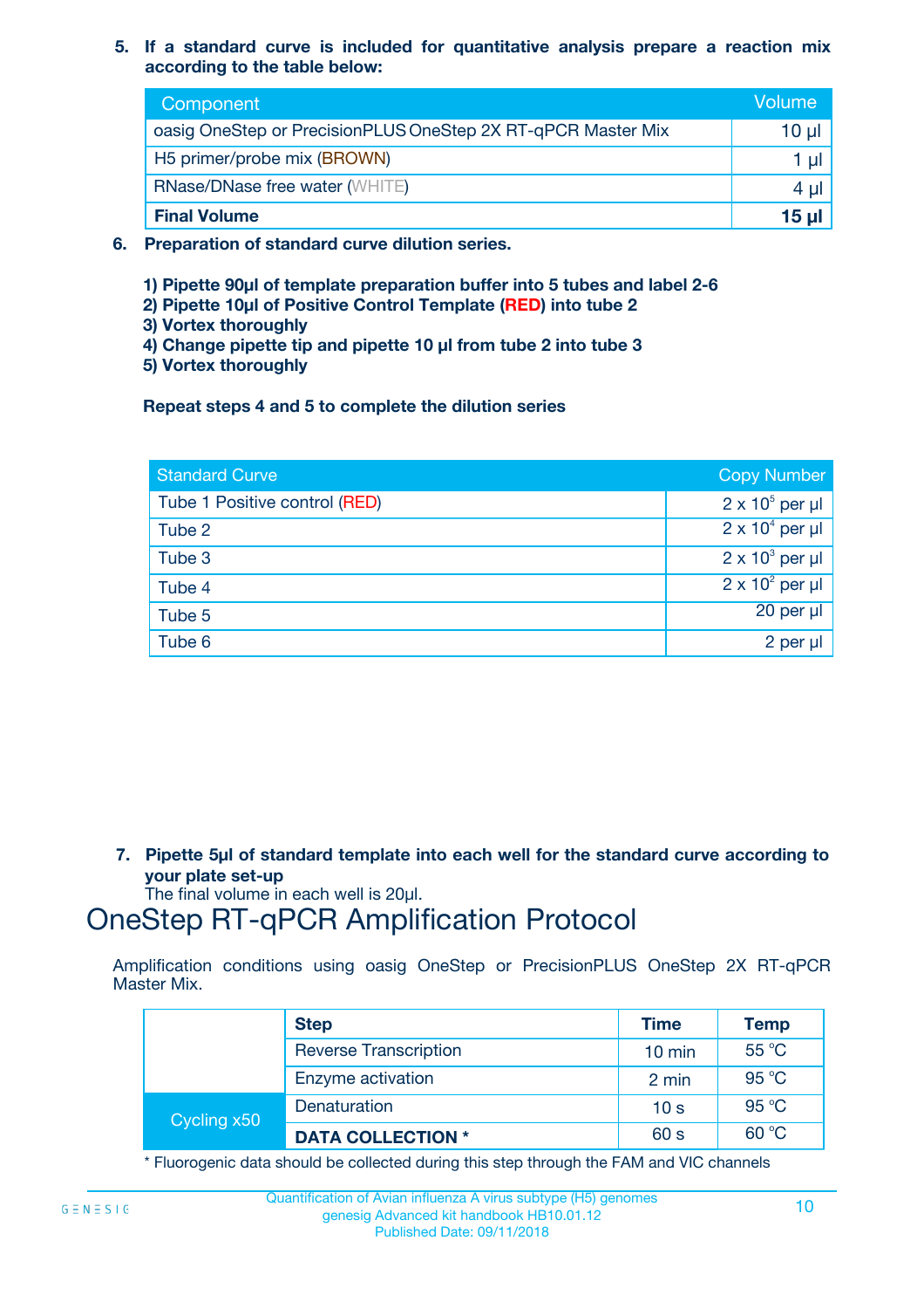5. **If a standard curve is included for quantitative analysis prepare a reaction mix according to the table below:**

| Component | Volume |
|---|---|
| oasig OneStep or PrecisionPLUS OneStep 2X RT-qPCR Master Mix | 10 µl |
| H5 primer/probe mix (BROWN) | 1 µl |
| RNase/DNase free water (WHITE) | 4 µl |
| **Final Volume** | **15 µl** |

6. **Preparation of standard curve dilution series.**

   **1) Pipette 90µl of template preparation buffer into 5 tubes and label 2-6**
   **2) Pipette 10µl of Positive Control Template (RED) into tube 2**
   **3) Vortex thoroughly**
   **4) Change pipette tip and pipette 10 µl from tube 2 into tube 3**
   **5) Vortex thoroughly**

   **Repeat steps 4 and 5 to complete the dilution series**

| Standard Curve | Copy Number |
|---|---|
| Tube 1 Positive control (RED) | $2 \times 10^5$ per µl |
| Tube 2 | $2 \times 10^4$ per µl |
| Tube 3 | $2 \times 10^3$ per µl |
| Tube 4 | $2 \times 10^2$ per µl |
| Tube 5 | 20 per µl |
| Tube 6 | 2 per µl |

7. **Pipette 5µl of standard template into each well for the standard curve according to your plate set-up**
   The final volume in each well is 20µl.

# OneStep RT-qPCR Amplification Protocol

Amplification conditions using oasig OneStep or PrecisionPLUS OneStep 2X RT-qPCR Master Mix.

| | Step | Time | Temp |
|---|---|---|---|
| | Reverse Transcription | 10 min | 55 °C |
| | Enzyme activation | 2 min | 95 °C |
| Cycling x50 | Denaturation | 10 s | 95 °C |
| | **DATA COLLECTION *** | 60 s | 60 °C |

* Fluorogenic data should be collected during this step through the FAM and VIC channels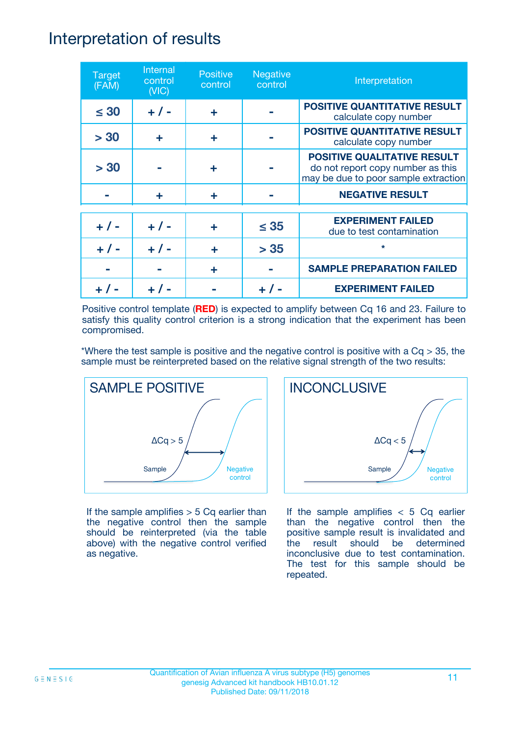# Interpretation of results

| Target (FAM) | Internal control (VIC) | Positive control | Negative control | Interpretation |
|---|---|---|---|---|
| ≤ 30 | + / - | + | - | **POSITIVE QUANTITATIVE RESULT** calculate copy number |
| > 30 | + | + | - | **POSITIVE QUANTITATIVE RESULT** calculate copy number |
| > 30 | - | + | - | **POSITIVE QUALITATIVE RESULT** do not report copy number as this may be due to poor sample extraction |
| - | + | + | - | **NEGATIVE RESULT** |
| + / - | + / - | + | ≤ 35 | **EXPERIMENT FAILED** due to test contamination |
| + / - | + / - | + | > 35 | * |
| - | - | + | - | **SAMPLE PREPARATION FAILED** |
| + / - | + / - | - | + / - | **EXPERIMENT FAILED** |

Positive control template (**RED**) is expected to amplify between Cq 16 and 23. Failure to satisfy this quality control criterion is a strong indication that the experiment has been compromised.

*Where the test sample is positive and the negative control is positive with a Cq > 35, the sample must be reinterpreted based on the relative signal strength of the two results:

**SAMPLE POSITIVE**

ΔCq > 5

Sample

Negative control

If the sample amplifies > 5 Cq earlier than the negative control then the sample should be reinterpreted (via the table above) with the negative control verified as negative.

**INCONCLUSIVE**

ΔCq < 5

Sample

Negative control

If the sample amplifies < 5 Cq earlier than the negative control then the positive sample result is invalidated and the result should be determined inconclusive due to test contamination. The test for this sample should be repeated.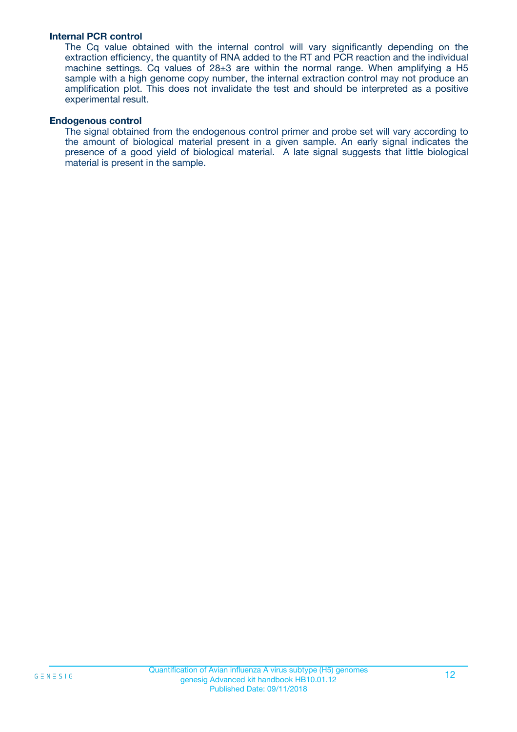**Internal PCR control**

The Cq value obtained with the internal control will vary significantly depending on the extraction efficiency, the quantity of RNA added to the RT and PCR reaction and the individual machine settings. Cq values of 28±3 are within the normal range. When amplifying a H5 sample with a high genome copy number, the internal extraction control may not produce an amplification plot. This does not invalidate the test and should be interpreted as a positive experimental result.

**Endogenous control**

The signal obtained from the endogenous control primer and probe set will vary according to the amount of biological material present in a given sample. An early signal indicates the presence of a good yield of biological material. A late signal suggests that little biological material is present in the sample.